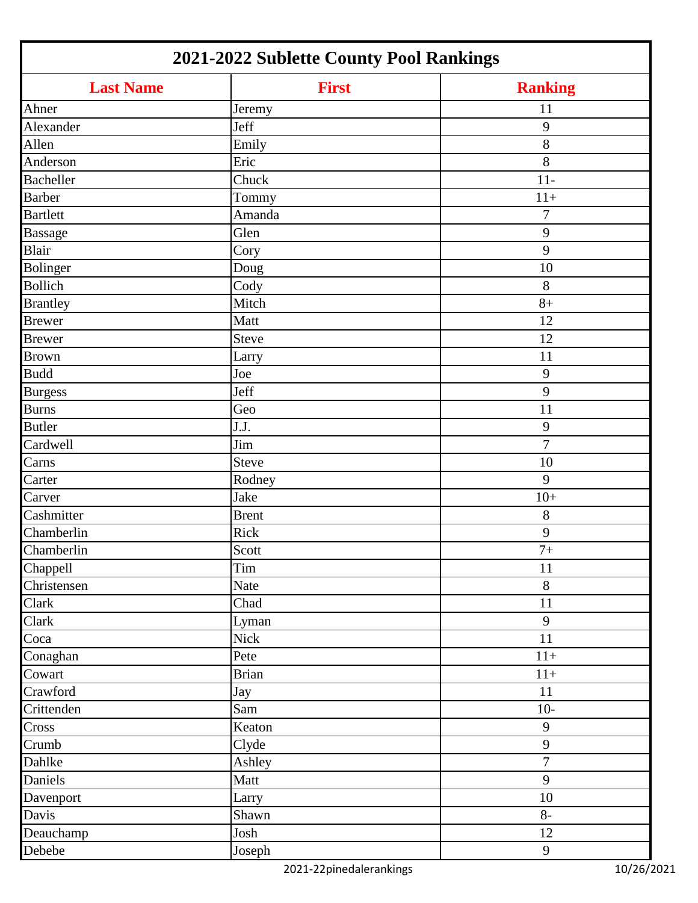# 2021-2022 Sublette County Pool Rankings

| Last Name | First | Ranking |
|---|---|---|
| Ahner | Jeremy | 11 |
| Alexander | Jeff | 9 |
| Allen | Emily | 8 |
| Anderson | Eric | 8 |
| Bacheller | Chuck | 11- |
| Barber | Tommy | 11+ |
| Bartlett | Amanda | 7 |
| Bassage | Glen | 9 |
| Blair | Cory | 9 |
| Bolinger | Doug | 10 |
| Bollich | Cody | 8 |
| Brantley | Mitch | 8+ |
| Brewer | Matt | 12 |
| Brewer | Steve | 12 |
| Brown | Larry | 11 |
| Budd | Joe | 9 |
| Burgess | Jeff | 9 |
| Burns | Geo | 11 |
| Butler | J.J. | 9 |
| Cardwell | Jim | 7 |
| Carns | Steve | 10 |
| Carter | Rodney | 9 |
| Carver | Jake | 10+ |
| Cashmitter | Brent | 8 |
| Chamberlin | Rick | 9 |
| Chamberlin | Scott | 7+ |
| Chappell | Tim | 11 |
| Christensen | Nate | 8 |
| Clark | Chad | 11 |
| Clark | Lyman | 9 |
| Coca | Nick | 11 |
| Conaghan | Pete | 11+ |
| Cowart | Brian | 11+ |
| Crawford | Jay | 11 |
| Crittenden | Sam | 10- |
| Cross | Keaton | 9 |
| Crumb | Clyde | 9 |
| Dahlke | Ashley | 7 |
| Daniels | Matt | 9 |
| Davenport | Larry | 10 |
| Davis | Shawn | 8- |
| Deauchamp | Josh | 12 |
| Debebe | Joseph | 9 |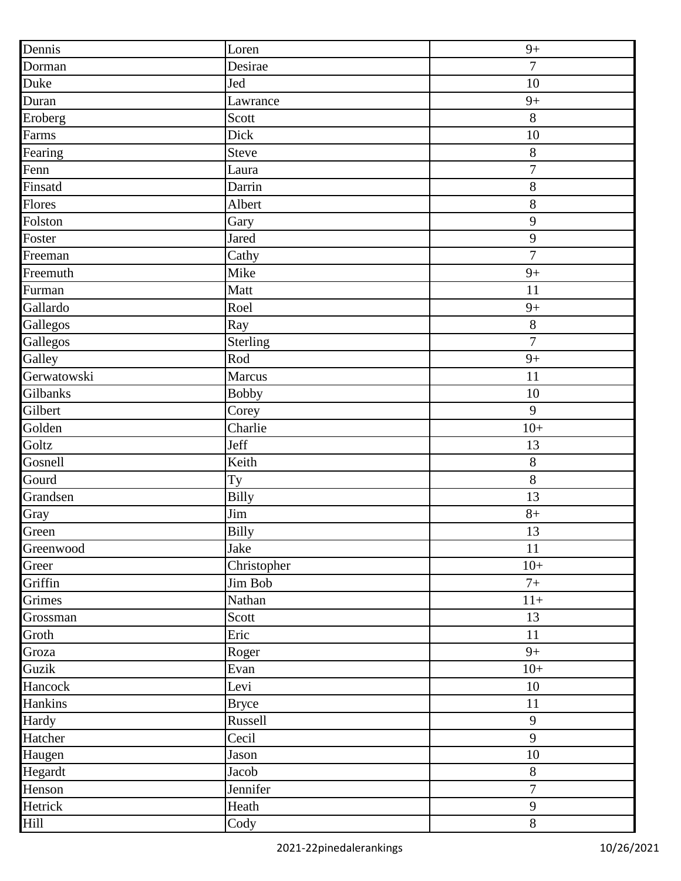| Dennis | Loren | 9+ |
|---|---|---|
| Dorman | Desirae | 7 |
| Duke | Jed | 10 |
| Duran | Lawrance | 9+ |
| Eroberg | Scott | 8 |
| Farms | Dick | 10 |
| Fearing | Steve | 8 |
| Fenn | Laura | 7 |
| Finsatd | Darrin | 8 |
| Flores | Albert | 8 |
| Folston | Gary | 9 |
| Foster | Jared | 9 |
| Freeman | Cathy | 7 |
| Freemuth | Mike | 9+ |
| Furman | Matt | 11 |
| Gallardo | Roel | 9+ |
| Gallegos | Ray | 8 |
| Gallegos | Sterling | 7 |
| Galley | Rod | 9+ |
| Gerwatowski | Marcus | 11 |
| Gilbanks | Bobby | 10 |
| Gilbert | Corey | 9 |
| Golden | Charlie | 10+ |
| Goltz | Jeff | 13 |
| Gosnell | Keith | 8 |
| Gourd | Ty | 8 |
| Grandsen | Billy | 13 |
| Gray | Jim | 8+ |
| Green | Billy | 13 |
| Greenwood | Jake | 11 |
| Greer | Christopher | 10+ |
| Griffin | Jim Bob | 7+ |
| Grimes | Nathan | 11+ |
| Grossman | Scott | 13 |
| Groth | Eric | 11 |
| Groza | Roger | 9+ |
| Guzik | Evan | 10+ |
| Hancock | Levi | 10 |
| Hankins | Bryce | 11 |
| Hardy | Russell | 9 |
| Hatcher | Cecil | 9 |
| Haugen | Jason | 10 |
| Hegardt | Jacob | 8 |
| Henson | Jennifer | 7 |
| Hetrick | Heath | 9 |
| Hill | Cody | 8 |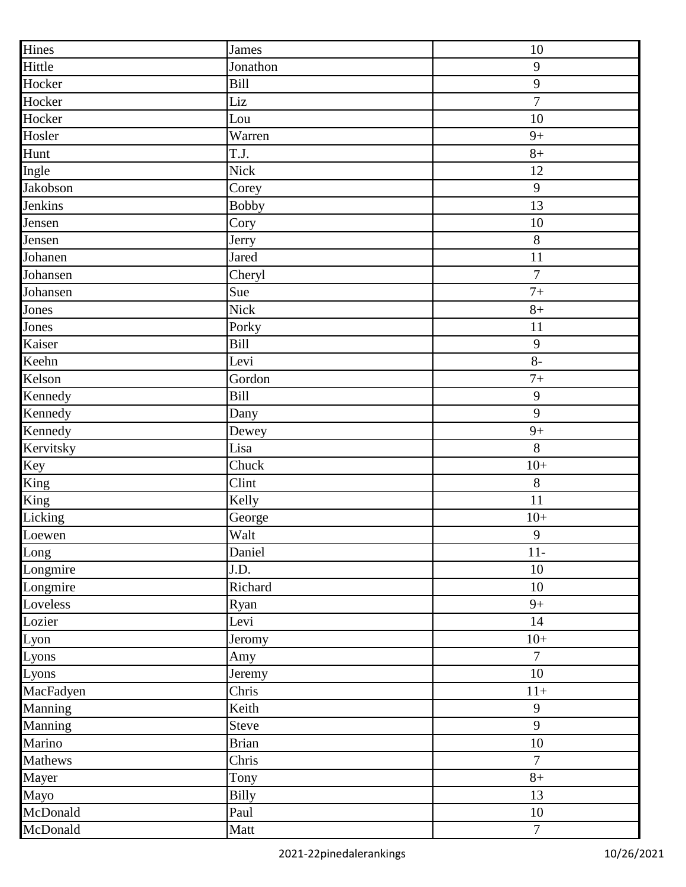| | | |
|---|---|---|
| Hines | James | 10 |
| Hittle | Jonathon | 9 |
| Hocker | Bill | 9 |
| Hocker | Liz | 7 |
| Hocker | Lou | 10 |
| Hosler | Warren | 9+ |
| Hunt | T.J. | 8+ |
| Ingle | Nick | 12 |
| Jakobson | Corey | 9 |
| Jenkins | Bobby | 13 |
| Jensen | Cory | 10 |
| Jensen | Jerry | 8 |
| Johanen | Jared | 11 |
| Johansen | Cheryl | 7 |
| Johansen | Sue | 7+ |
| Jones | Nick | 8+ |
| Jones | Porky | 11 |
| Kaiser | Bill | 9 |
| Keehn | Levi | 8- |
| Kelson | Gordon | 7+ |
| Kennedy | Bill | 9 |
| Kennedy | Dany | 9 |
| Kennedy | Dewey | 9+ |
| Kervitsky | Lisa | 8 |
| Key | Chuck | 10+ |
| King | Clint | 8 |
| King | Kelly | 11 |
| Licking | George | 10+ |
| Loewen | Walt | 9 |
| Long | Daniel | 11- |
| Longmire | J.D. | 10 |
| Longmire | Richard | 10 |
| Loveless | Ryan | 9+ |
| Lozier | Levi | 14 |
| Lyon | Jeromy | 10+ |
| Lyons | Amy | 7 |
| Lyons | Jeremy | 10 |
| MacFadyen | Chris | 11+ |
| Manning | Keith | 9 |
| Manning | Steve | 9 |
| Marino | Brian | 10 |
| Mathews | Chris | 7 |
| Mayer | Tony | 8+ |
| Mayo | Billy | 13 |
| McDonald | Paul | 10 |
| McDonald | Matt | 7 |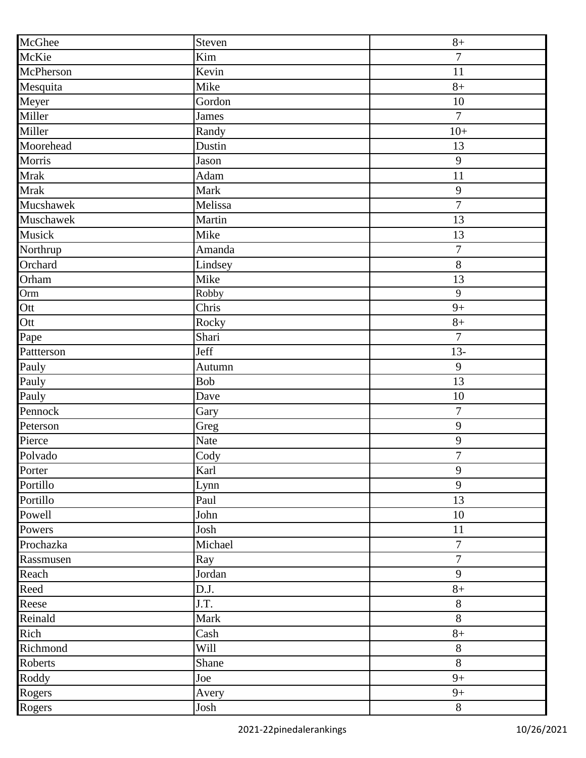| McGhee | Steven | 8+ |
|---|---|---|
| McKie | Kim | 7 |
| McPherson | Kevin | 11 |
| Mesquita | Mike | 8+ |
| Meyer | Gordon | 10 |
| Miller | James | 7 |
| Miller | Randy | 10+ |
| Moorehead | Dustin | 13 |
| Morris | Jason | 9 |
| Mrak | Adam | 11 |
| Mrak | Mark | 9 |
| Mucshawek | Melissa | 7 |
| Muschawek | Martin | 13 |
| Musick | Mike | 13 |
| Northrup | Amanda | 7 |
| Orchard | Lindsey | 8 |
| Orham | Mike | 13 |
| Orm | Robby | 9 |
| Ott | Chris | 9+ |
| Ott | Rocky | 8+ |
| Pape | Shari | 7 |
| Pattterson | Jeff | 13- |
| Pauly | Autumn | 9 |
| Pauly | Bob | 13 |
| Pauly | Dave | 10 |
| Pennock | Gary | 7 |
| Peterson | Greg | 9 |
| Pierce | Nate | 9 |
| Polvado | Cody | 7 |
| Porter | Karl | 9 |
| Portillo | Lynn | 9 |
| Portillo | Paul | 13 |
| Powell | John | 10 |
| Powers | Josh | 11 |
| Prochazka | Michael | 7 |
| Rassmusen | Ray | 7 |
| Reach | Jordan | 9 |
| Reed | D.J. | 8+ |
| Reese | J.T. | 8 |
| Reinald | Mark | 8 |
| Rich | Cash | 8+ |
| Richmond | Will | 8 |
| Roberts | Shane | 8 |
| Roddy | Joe | 9+ |
| Rogers | Avery | 9+ |
| Rogers | Josh | 8 |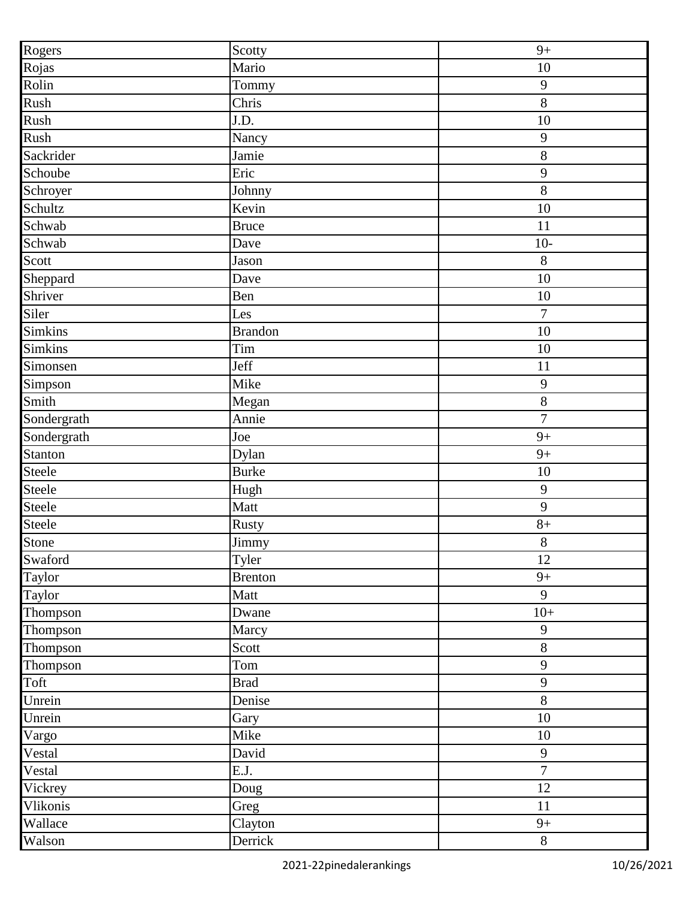| Rogers | Scotty | 9+ |
|---|---|---|
| Rojas | Mario | 10 |
| Rolin | Tommy | 9 |
| Rush | Chris | 8 |
| Rush | J.D. | 10 |
| Rush | Nancy | 9 |
| Sackrider | Jamie | 8 |
| Schoube | Eric | 9 |
| Schroyer | Johnny | 8 |
| Schultz | Kevin | 10 |
| Schwab | Bruce | 11 |
| Schwab | Dave | 10- |
| Scott | Jason | 8 |
| Sheppard | Dave | 10 |
| Shriver | Ben | 10 |
| Siler | Les | 7 |
| Simkins | Brandon | 10 |
| Simkins | Tim | 10 |
| Simonsen | Jeff | 11 |
| Simpson | Mike | 9 |
| Smith | Megan | 8 |
| Sondergrath | Annie | 7 |
| Sondergrath | Joe | 9+ |
| Stanton | Dylan | 9+ |
| Steele | Burke | 10 |
| Steele | Hugh | 9 |
| Steele | Matt | 9 |
| Steele | Rusty | 8+ |
| Stone | Jimmy | 8 |
| Swaford | Tyler | 12 |
| Taylor | Brenton | 9+ |
| Taylor | Matt | 9 |
| Thompson | Dwane | 10+ |
| Thompson | Marcy | 9 |
| Thompson | Scott | 8 |
| Thompson | Tom | 9 |
| Toft | Brad | 9 |
| Unrein | Denise | 8 |
| Unrein | Gary | 10 |
| Vargo | Mike | 10 |
| Vestal | David | 9 |
| Vestal | E.J. | 7 |
| Vickrey | Doug | 12 |
| Vlikonis | Greg | 11 |
| Wallace | Clayton | 9+ |
| Walson | Derrick | 8 |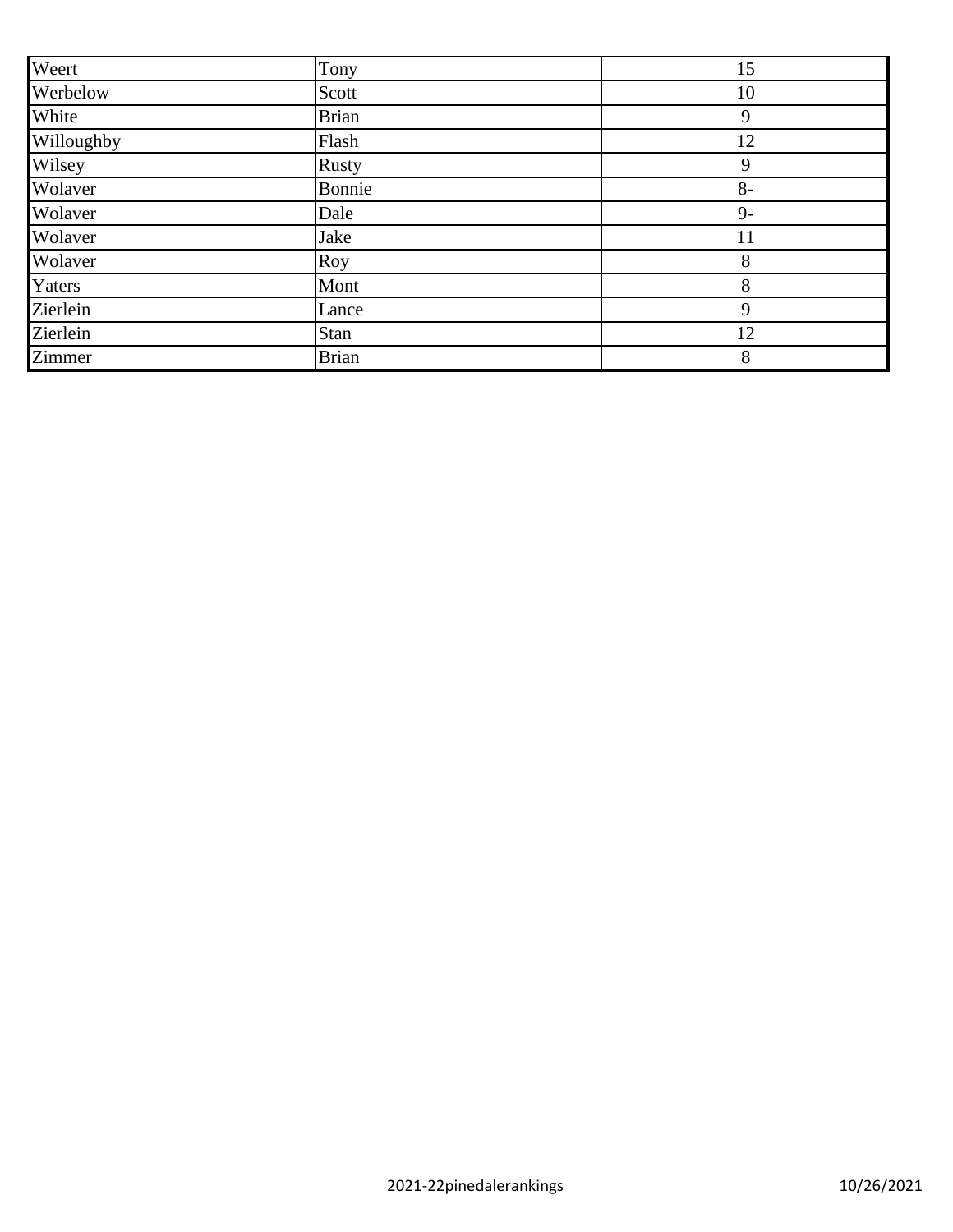| | | |
|---|---|---|
| Weert | Tony | 15 |
| Werbelow | Scott | 10 |
| White | Brian | 9 |
| Willoughby | Flash | 12 |
| Wilsey | Rusty | 9 |
| Wolaver | Bonnie | 8- |
| Wolaver | Dale | 9- |
| Wolaver | Jake | 11 |
| Wolaver | Roy | 8 |
| Yaters | Mont | 8 |
| Zierlein | Lance | 9 |
| Zierlein | Stan | 12 |
| Zimmer | Brian | 8 |